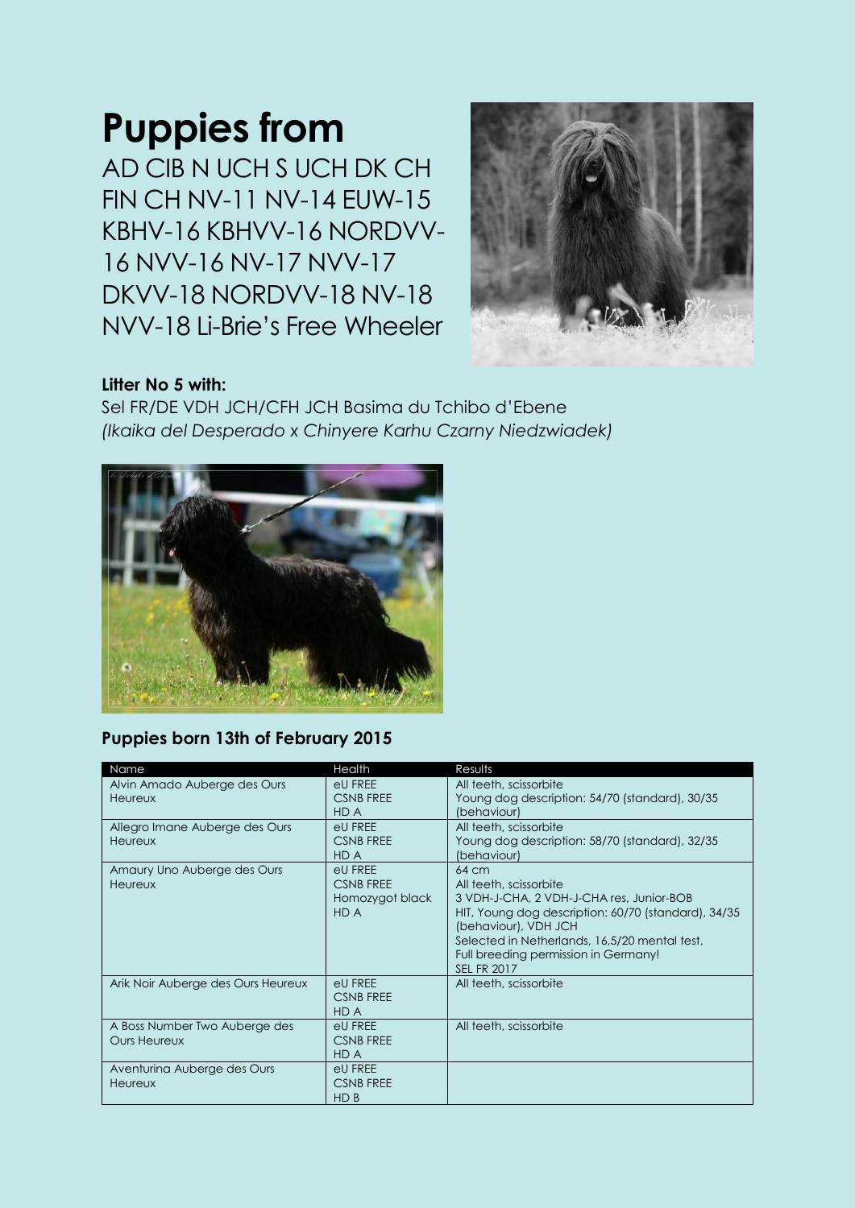# Puppies from

AD CIB N UCH S UCH DK CH FIN CH NV-11 NV-14 EUW-15 KBHV-16 KBHVV-16 NORDVV-16 NVV-16 NV-17 NVV-17 DKVV-18 NORDVV-18 NV-18 NVV-18 Li-Brie's Free Wheeler

**Litter No 5 with:**

Sel FR/DE VDH JCH/CFH JCH Basima du Tchibo d'Ebene
*(Ikaika del Desperado x Chinyere Karhu Czarny Niedzwiadek)*

## Puppies born 13th of February 2015

| Name | Health | Results |
|---|---|---|
| Alvin Amado Auberge des Ours Heureux | eU FREE<br>CSNB FREE<br>HD A | All teeth, scissorbite<br>Young dog description: 54/70 (standard), 30/35 (behaviour) |
| Allegro Imane Auberge des Ours Heureux | eU FREE<br>CSNB FREE<br>HD A | All teeth, scissorbite<br>Young dog description: 58/70 (standard), 32/35 (behaviour) |
| Amaury Uno Auberge des Ours Heureux | eU FREE<br>CSNB FREE<br>Homozygot black<br>HD A | 64 cm<br>All teeth, scissorbite<br>3 VDH-J-CHA, 2 VDH-J-CHA res, Junior-BOB HIT, Young dog description: 60/70 (standard), 34/35 (behaviour), VDH JCH<br>Selected in Netherlands, 16,5/20 mental test.<br>Full breeding permission in Germany!<br>SEL FR 2017 |
| Arik Noir Auberge des Ours Heureux | eU FREE<br>CSNB FREE<br>HD A | All teeth, scissorbite |
| A Boss Number Two Auberge des Ours Heureux | eU FREE<br>CSNB FREE<br>HD A | All teeth, scissorbite |
| Aventurina Auberge des Ours Heureux | eU FREE<br>CSNB FREE<br>HD B | |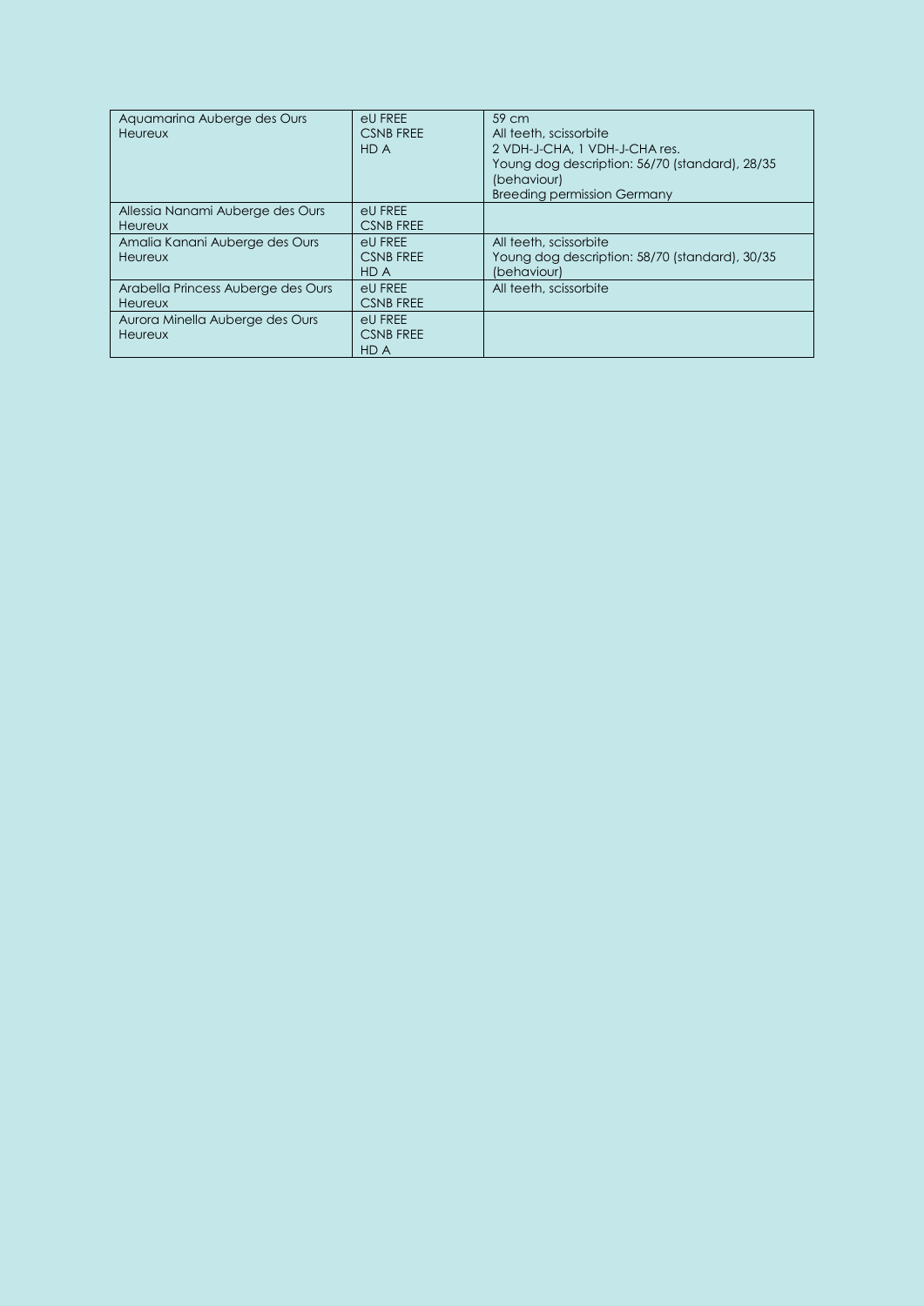| | | |
|---|---|---|
| Aquamarina Auberge des Ours Heureux | eU FREE<br>CSNB FREE<br>HD A | 59 cm<br>All teeth, scissorbite<br>2 VDH-J-CHA, 1 VDH-J-CHA res.<br>Young dog description: 56/70 (standard), 28/35 (behaviour)<br>Breeding permission Germany |
| Allessia Nanami Auberge des Ours Heureux | eU FREE<br>CSNB FREE | |
| Amalia Kanani Auberge des Ours Heureux | eU FREE<br>CSNB FREE<br>HD A | All teeth, scissorbite<br>Young dog description: 58/70 (standard), 30/35 (behaviour) |
| Arabella Princess Auberge des Ours Heureux | eU FREE<br>CSNB FREE | All teeth, scissorbite |
| Aurora Minella Auberge des Ours Heureux | eU FREE<br>CSNB FREE<br>HD A | |